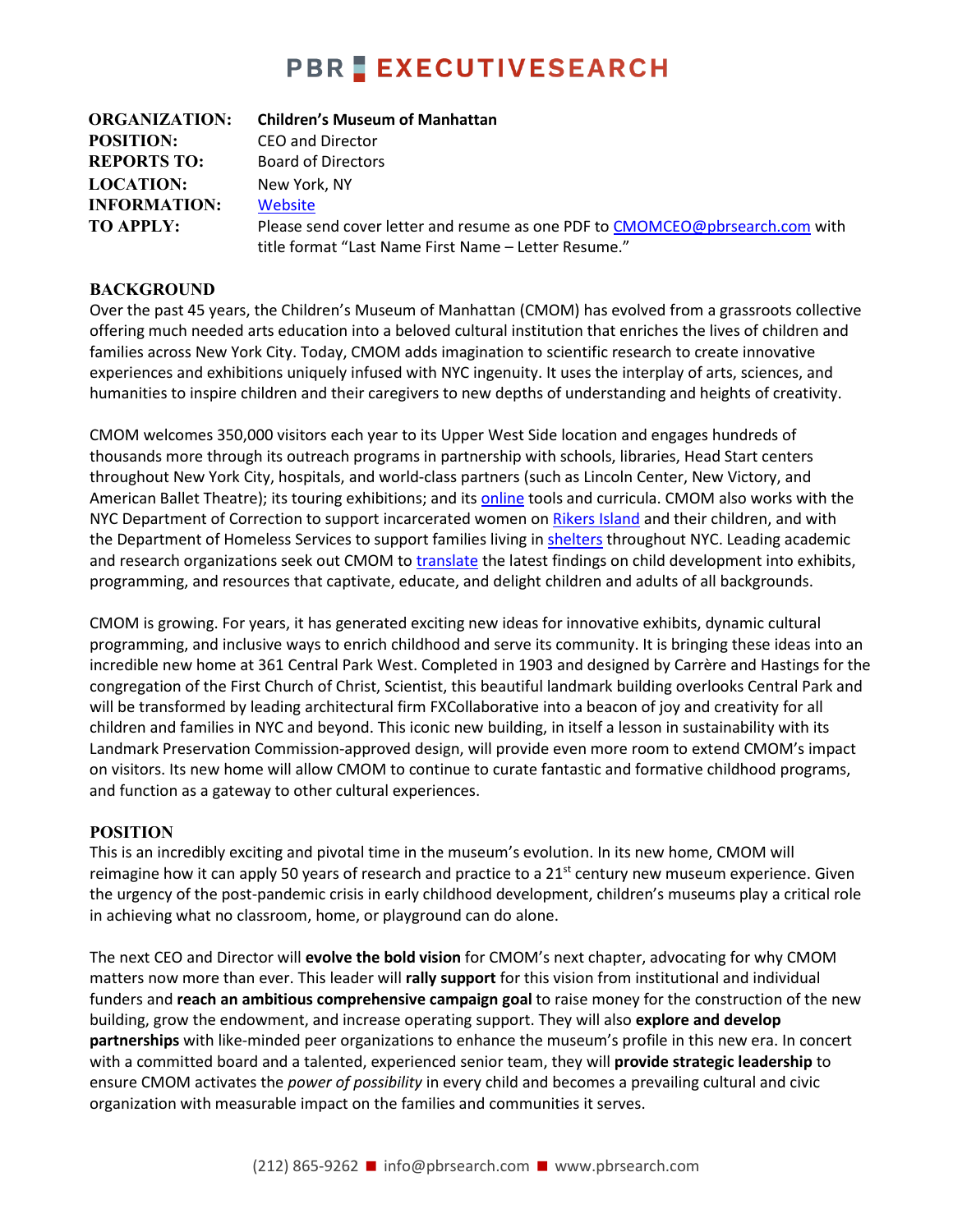# PBR EXECUTIVESEARCH

| | |
|---|---|
| **ORGANIZATION:** | **Children's Museum of Manhattan** |
| **POSITION:** | CEO and Director |
| **REPORTS TO:** | Board of Directors |
| **LOCATION:** | New York, NY |
| **INFORMATION:** | Website |
| **TO APPLY:** | Please send cover letter and resume as one PDF to CMOMCEO@pbrsearch.com with title format "Last Name First Name – Letter Resume." |

## BACKGROUND

Over the past 45 years, the Children's Museum of Manhattan (CMOM) has evolved from a grassroots collective offering much needed arts education into a beloved cultural institution that enriches the lives of children and families across New York City. Today, CMOM adds imagination to scientific research to create innovative experiences and exhibitions uniquely infused with NYC ingenuity. It uses the interplay of arts, sciences, and humanities to inspire children and their caregivers to new depths of understanding and heights of creativity.

CMOM welcomes 350,000 visitors each year to its Upper West Side location and engages hundreds of thousands more through its outreach programs in partnership with schools, libraries, Head Start centers throughout New York City, hospitals, and world-class partners (such as Lincoln Center, New Victory, and American Ballet Theatre); its touring exhibitions; and its online tools and curricula. CMOM also works with the NYC Department of Correction to support incarcerated women on Rikers Island and their children, and with the Department of Homeless Services to support families living in shelters throughout NYC. Leading academic and research organizations seek out CMOM to translate the latest findings on child development into exhibits, programming, and resources that captivate, educate, and delight children and adults of all backgrounds.

CMOM is growing. For years, it has generated exciting new ideas for innovative exhibits, dynamic cultural programming, and inclusive ways to enrich childhood and serve its community. It is bringing these ideas into an incredible new home at 361 Central Park West. Completed in 1903 and designed by Carrère and Hastings for the congregation of the First Church of Christ, Scientist, this beautiful landmark building overlooks Central Park and will be transformed by leading architectural firm FXCollaborative into a beacon of joy and creativity for all children and families in NYC and beyond. This iconic new building, in itself a lesson in sustainability with its Landmark Preservation Commission-approved design, will provide even more room to extend CMOM's impact on visitors. Its new home will allow CMOM to continue to curate fantastic and formative childhood programs, and function as a gateway to other cultural experiences.

## POSITION

This is an incredibly exciting and pivotal time in the museum's evolution. In its new home, CMOM will reimagine how it can apply 50 years of research and practice to a 21st century new museum experience. Given the urgency of the post-pandemic crisis in early childhood development, children's museums play a critical role in achieving what no classroom, home, or playground can do alone.

The next CEO and Director will **evolve the bold vision** for CMOM's next chapter, advocating for why CMOM matters now more than ever. This leader will **rally support** for this vision from institutional and individual funders and **reach an ambitious comprehensive campaign goal** to raise money for the construction of the new building, grow the endowment, and increase operating support. They will also **explore and develop partnerships** with like-minded peer organizations to enhance the museum's profile in this new era. In concert with a committed board and a talented, experienced senior team, they will **provide strategic leadership** to ensure CMOM activates the *power of possibility* in every child and becomes a prevailing cultural and civic organization with measurable impact on the families and communities it serves.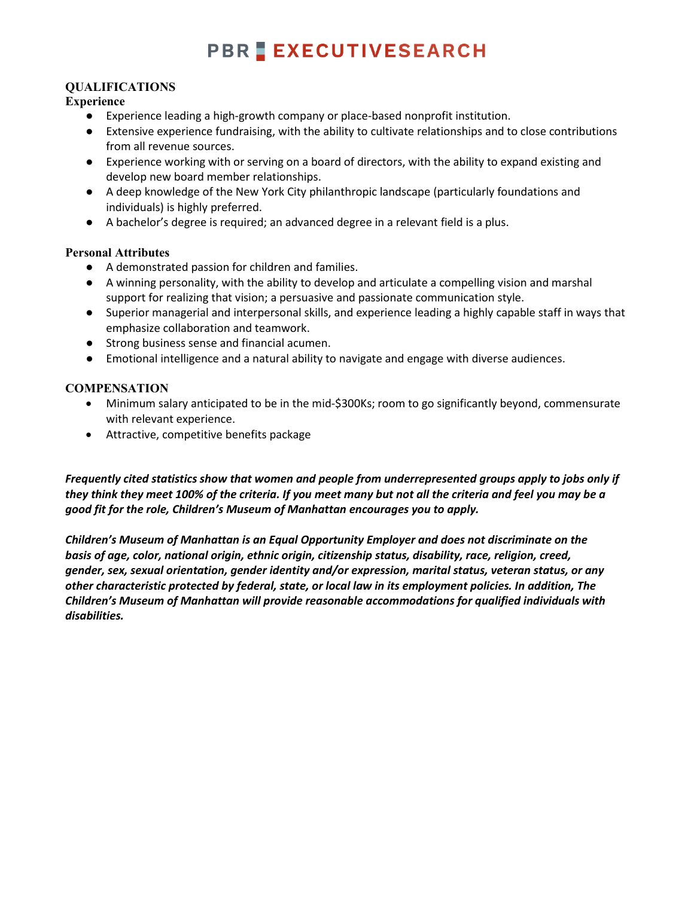## QUALIFICATIONS

### Experience

- Experience leading a high-growth company or place-based nonprofit institution.
- Extensive experience fundraising, with the ability to cultivate relationships and to close contributions from all revenue sources.
- Experience working with or serving on a board of directors, with the ability to expand existing and develop new board member relationships.
- A deep knowledge of the New York City philanthropic landscape (particularly foundations and individuals) is highly preferred.
- A bachelor's degree is required; an advanced degree in a relevant field is a plus.

### Personal Attributes

- A demonstrated passion for children and families.
- A winning personality, with the ability to develop and articulate a compelling vision and marshal support for realizing that vision; a persuasive and passionate communication style.
- Superior managerial and interpersonal skills, and experience leading a highly capable staff in ways that emphasize collaboration and teamwork.
- Strong business sense and financial acumen.
- Emotional intelligence and a natural ability to navigate and engage with diverse audiences.

## COMPENSATION

- Minimum salary anticipated to be in the mid-$300Ks; room to go significantly beyond, commensurate with relevant experience.
- Attractive, competitive benefits package

***Frequently cited statistics show that women and people from underrepresented groups apply to jobs only if they think they meet 100% of the criteria. If you meet many but not all the criteria and feel you may be a good fit for the role, Children's Museum of Manhattan encourages you to apply.***

***Children's Museum of Manhattan is an Equal Opportunity Employer and does not discriminate on the basis of age, color, national origin, ethnic origin, citizenship status, disability, race, religion, creed, gender, sex, sexual orientation, gender identity and/or expression, marital status, veteran status, or any other characteristic protected by federal, state, or local law in its employment policies. In addition, The Children's Museum of Manhattan will provide reasonable accommodations for qualified individuals with disabilities.***